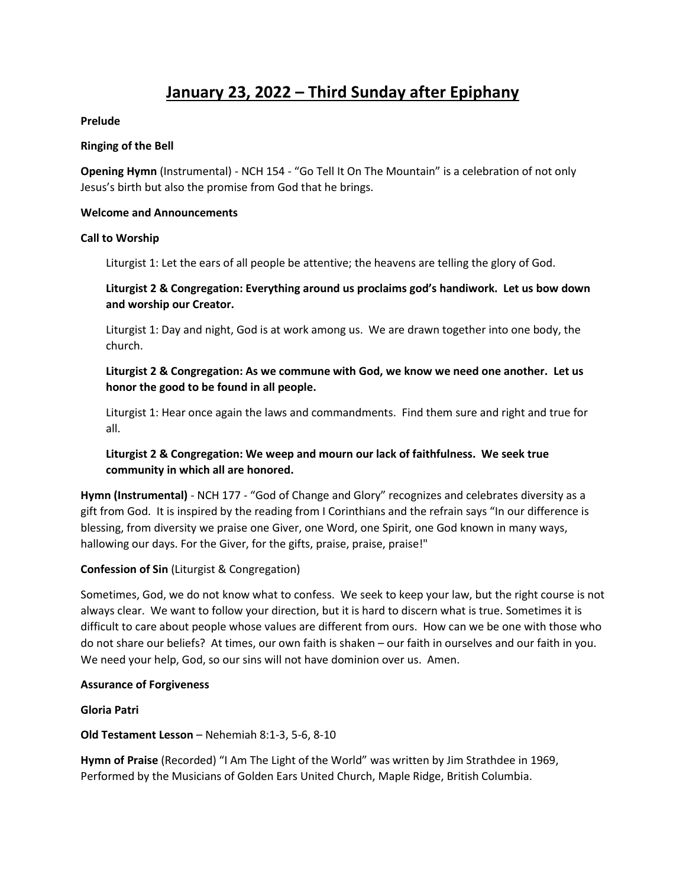# January 23, 2022 – Third Sunday after Epiphany

**Prelude**

**Ringing of the Bell**

**Opening Hymn** (Instrumental) - NCH 154 - "Go Tell It On The Mountain" is a celebration of not only Jesus's birth but also the promise from God that he brings.

**Welcome and Announcements**

**Call to Worship**

> Liturgist 1: Let the ears of all people be attentive; the heavens are telling the glory of God.
>
> **Liturgist 2 & Congregation: Everything around us proclaims god's handiwork. Let us bow down and worship our Creator.**
>
> Liturgist 1: Day and night, God is at work among us. We are drawn together into one body, the church.
>
> **Liturgist 2 & Congregation: As we commune with God, we know we need one another. Let us honor the good to be found in all people.**
>
> Liturgist 1: Hear once again the laws and commandments. Find them sure and right and true for all.
>
> **Liturgist 2 & Congregation: We weep and mourn our lack of faithfulness. We seek true community in which all are honored.**

**Hymn (Instrumental)** - NCH 177 - "God of Change and Glory" recognizes and celebrates diversity as a gift from God. It is inspired by the reading from I Corinthians and the refrain says "In our difference is blessing, from diversity we praise one Giver, one Word, one Spirit, one God known in many ways, hallowing our days. For the Giver, for the gifts, praise, praise, praise!"

**Confession of Sin** (Liturgist & Congregation)

Sometimes, God, we do not know what to confess. We seek to keep your law, but the right course is not always clear. We want to follow your direction, but it is hard to discern what is true. Sometimes it is difficult to care about people whose values are different from ours. How can we be one with those who do not share our beliefs? At times, our own faith is shaken – our faith in ourselves and our faith in you. We need your help, God, so our sins will not have dominion over us. Amen.

**Assurance of Forgiveness**

**Gloria Patri**

**Old Testament Lesson** – Nehemiah 8:1-3, 5-6, 8-10

**Hymn of Praise** (Recorded) "I Am The Light of the World" was written by Jim Strathdee in 1969, Performed by the Musicians of Golden Ears United Church, Maple Ridge, British Columbia.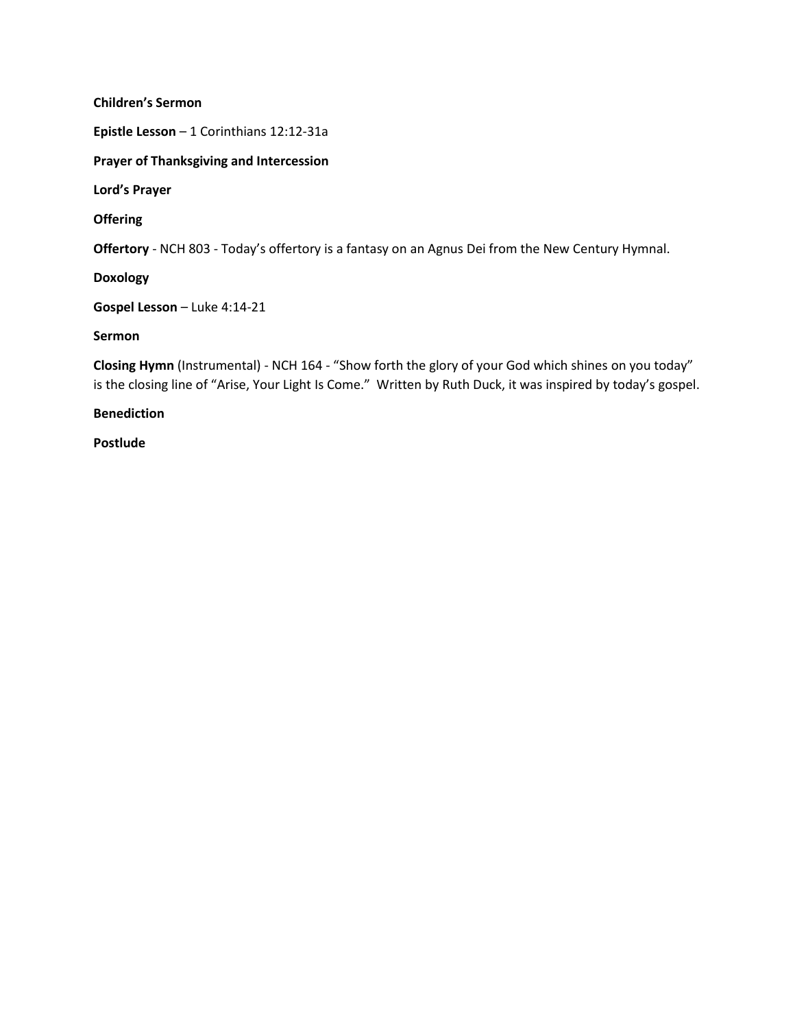**Children's Sermon**

**Epistle Lesson** – 1 Corinthians 12:12-31a

**Prayer of Thanksgiving and Intercession**

**Lord's Prayer**

**Offering**

**Offertory** - NCH 803 - Today's offertory is a fantasy on an Agnus Dei from the New Century Hymnal.

**Doxology**

**Gospel Lesson** – Luke 4:14-21

**Sermon**

**Closing Hymn** (Instrumental) - NCH 164 - "Show forth the glory of your God which shines on you today" is the closing line of "Arise, Your Light Is Come." Written by Ruth Duck, it was inspired by today's gospel.

**Benediction**

**Postlude**